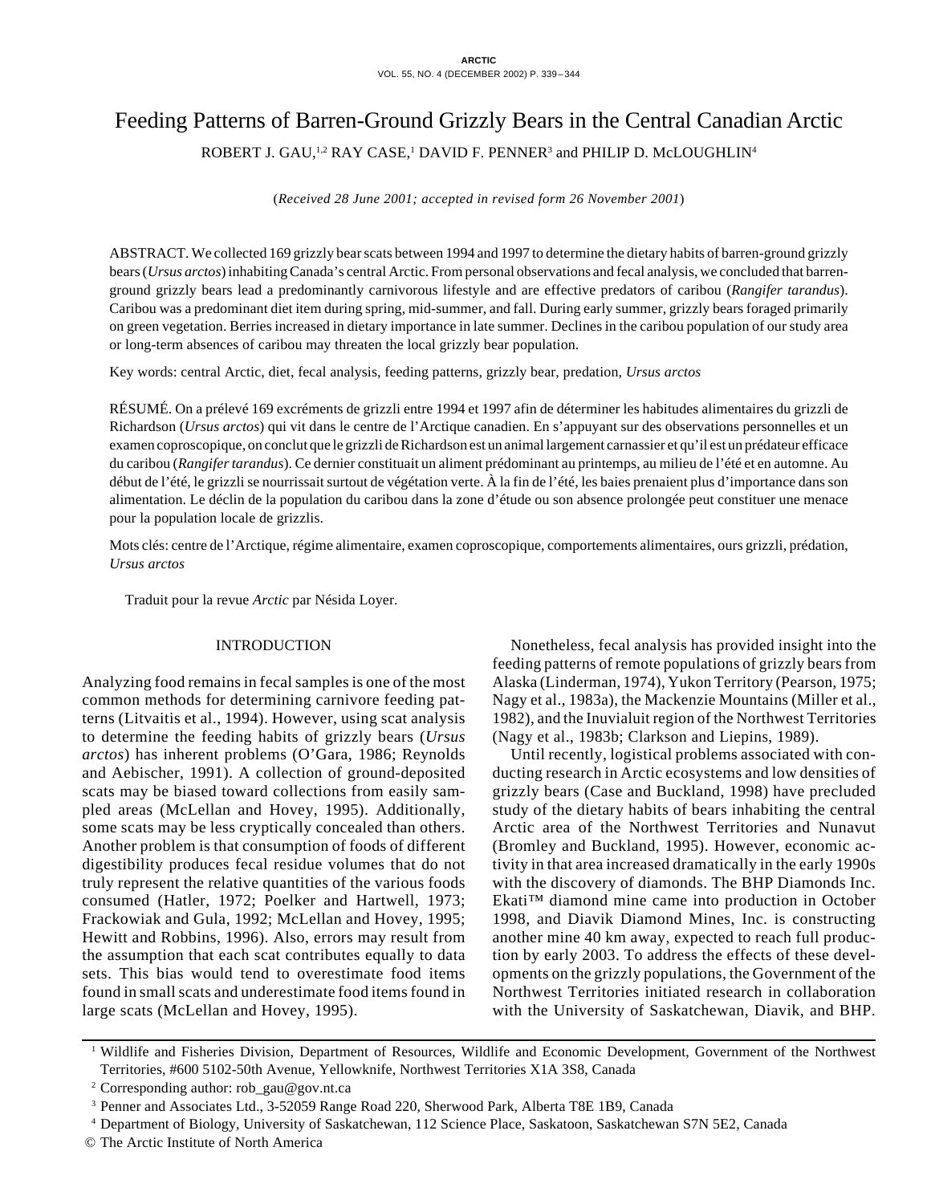# Feeding Patterns of Barren-Ground Grizzly Bears in the Central Canadian Arctic

ROBERT J. GAU,[1,2] RAY CASE,[1] DAVID F. PENNER[3] and PHILIP D. McLOUGHLIN[4]

(*Received 28 June 2001; accepted in revised form 26 November 2001*)

ABSTRACT. We collected 169 grizzly bear scats between 1994 and 1997 to determine the dietary habits of barren-ground grizzly bears (*Ursus arctos*) inhabiting Canada's central Arctic. From personal observations and fecal analysis, we concluded that barren-ground grizzly bears lead a predominantly carnivorous lifestyle and are effective predators of caribou (*Rangifer tarandus*). Caribou was a predominant diet item during spring, mid-summer, and fall. During early summer, grizzly bears foraged primarily on green vegetation. Berries increased in dietary importance in late summer. Declines in the caribou population of our study area or long-term absences of caribou may threaten the local grizzly bear population.

Key words: central Arctic, diet, fecal analysis, feeding patterns, grizzly bear, predation, *Ursus arctos*

RÉSUMÉ. On a prélevé 169 excréments de grizzli entre 1994 et 1997 afin de déterminer les habitudes alimentaires du grizzli de Richardson (*Ursus arctos*) qui vit dans le centre de l'Arctique canadien. En s'appuyant sur des observations personnelles et un examen coproscopique, on conclut que le grizzli de Richardson est un animal largement carnassier et qu'il est un prédateur efficace du caribou (*Rangifer tarandus*). Ce dernier constituait un aliment prédominant au printemps, au milieu de l'été et en automne. Au début de l'été, le grizzli se nourrissait surtout de végétation verte. À la fin de l'été, les baies prenaient plus d'importance dans son alimentation. Le déclin de la population du caribou dans la zone d'étude ou son absence prolongée peut constituer une menace pour la population locale de grizzlis.

Mots clés: centre de l'Arctique, régime alimentaire, examen coproscopique, comportements alimentaires, ours grizzli, prédation, *Ursus arctos*

Traduit pour la revue *Arctic* par Nésida Loyer.

## INTRODUCTION

Analyzing food remains in fecal samples is one of the most common methods for determining carnivore feeding patterns (Litvaitis et al., 1994). However, using scat analysis to determine the feeding habits of grizzly bears (*Ursus arctos*) has inherent problems (O'Gara, 1986; Reynolds and Aebischer, 1991). A collection of ground-deposited scats may be biased toward collections from easily sampled areas (McLellan and Hovey, 1995). Additionally, some scats may be less cryptically concealed than others. Another problem is that consumption of foods of different digestibility produces fecal residue volumes that do not truly represent the relative quantities of the various foods consumed (Hatler, 1972; Poelker and Hartwell, 1973; Frackowiak and Gula, 1992; McLellan and Hovey, 1995; Hewitt and Robbins, 1996). Also, errors may result from the assumption that each scat contributes equally to data sets. This bias would tend to overestimate food items found in small scats and underestimate food items found in large scats (McLellan and Hovey, 1995).

Nonetheless, fecal analysis has provided insight into the feeding patterns of remote populations of grizzly bears from Alaska (Linderman, 1974), Yukon Territory (Pearson, 1975; Nagy et al., 1983a), the Mackenzie Mountains (Miller et al., 1982), and the Inuvialuit region of the Northwest Territories (Nagy et al., 1983b; Clarkson and Liepins, 1989).

Until recently, logistical problems associated with conducting research in Arctic ecosystems and low densities of grizzly bears (Case and Buckland, 1998) have precluded study of the dietary habits of bears inhabiting the central Arctic area of the Northwest Territories and Nunavut (Bromley and Buckland, 1995). However, economic activity in that area increased dramatically in the early 1990s with the discovery of diamonds. The BHP Diamonds Inc. Ekati™ diamond mine came into production in October 1998, and Diavik Diamond Mines, Inc. is constructing another mine 40 km away, expected to reach full production by early 2003. To address the effects of these developments on the grizzly populations, the Government of the Northwest Territories initiated research in collaboration with the University of Saskatchewan, Diavik, and BHP.

[1] Wildlife and Fisheries Division, Department of Resources, Wildlife and Economic Development, Government of the Northwest Territories, #600 5102-50th Avenue, Yellowknife, Northwest Territories X1A 3S8, Canada

[2] Corresponding author: rob_gau@gov.nt.ca

[3] Penner and Associates Ltd., 3-52059 Range Road 220, Sherwood Park, Alberta T8E 1B9, Canada

[4] Department of Biology, University of Saskatchewan, 112 Science Place, Saskatoon, Saskatchewan S7N 5E2, Canada

© The Arctic Institute of North America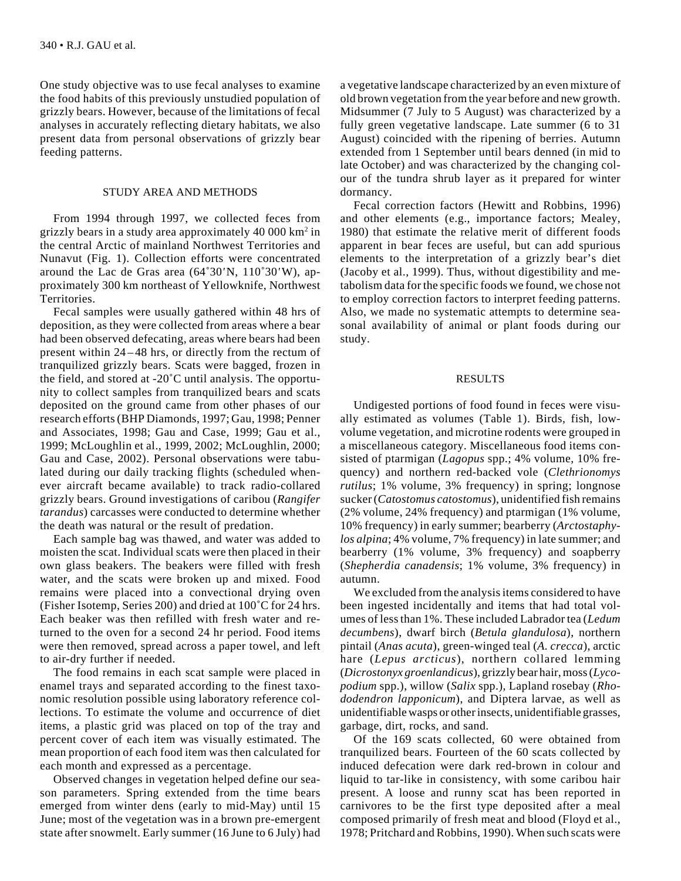One study objective was to use fecal analyses to examine the food habits of this previously unstudied population of grizzly bears. However, because of the limitations of fecal analyses in accurately reflecting dietary habitats, we also present data from personal observations of grizzly bear feeding patterns.

## STUDY AREA AND METHODS

From 1994 through 1997, we collected feces from grizzly bears in a study area approximately 40 000 km$^2$ in the central Arctic of mainland Northwest Territories and Nunavut (Fig. 1). Collection efforts were concentrated around the Lac de Gras area (64˚30′N, 110˚30′W), approximately 300 km northeast of Yellowknife, Northwest Territories.

Fecal samples were usually gathered within 48 hrs of deposition, as they were collected from areas where a bear had been observed defecating, areas where bears had been present within 24–48 hrs, or directly from the rectum of tranquilized grizzly bears. Scats were bagged, frozen in the field, and stored at -20˚C until analysis. The opportunity to collect samples from tranquilized bears and scats deposited on the ground came from other phases of our research efforts (BHP Diamonds, 1997; Gau, 1998; Penner and Associates, 1998; Gau and Case, 1999; Gau et al., 1999; McLoughlin et al., 1999, 2002; McLoughlin, 2000; Gau and Case, 2002). Personal observations were tabulated during our daily tracking flights (scheduled whenever aircraft became available) to track radio-collared grizzly bears. Ground investigations of caribou (*Rangifer tarandus*) carcasses were conducted to determine whether the death was natural or the result of predation.

Each sample bag was thawed, and water was added to moisten the scat. Individual scats were then placed in their own glass beakers. The beakers were filled with fresh water, and the scats were broken up and mixed. Food remains were placed into a convectional drying oven (Fisher Isotemp, Series 200) and dried at 100˚C for 24 hrs. Each beaker was then refilled with fresh water and returned to the oven for a second 24 hr period. Food items were then removed, spread across a paper towel, and left to air-dry further if needed.

The food remains in each scat sample were placed in enamel trays and separated according to the finest taxonomic resolution possible using laboratory reference collections. To estimate the volume and occurrence of diet items, a plastic grid was placed on top of the tray and percent cover of each item was visually estimated. The mean proportion of each food item was then calculated for each month and expressed as a percentage.

Observed changes in vegetation helped define our season parameters. Spring extended from the time bears emerged from winter dens (early to mid-May) until 15 June; most of the vegetation was in a brown pre-emergent state after snowmelt. Early summer (16 June to 6 July) had a vegetative landscape characterized by an even mixture of old brown vegetation from the year before and new growth. Midsummer (7 July to 5 August) was characterized by a fully green vegetative landscape. Late summer (6 to 31 August) coincided with the ripening of berries. Autumn extended from 1 September until bears denned (in mid to late October) and was characterized by the changing colour of the tundra shrub layer as it prepared for winter dormancy.

Fecal correction factors (Hewitt and Robbins, 1996) and other elements (e.g., importance factors; Mealey, 1980) that estimate the relative merit of different foods apparent in bear feces are useful, but can add spurious elements to the interpretation of a grizzly bear's diet (Jacoby et al., 1999). Thus, without digestibility and metabolism data for the specific foods we found, we chose not to employ correction factors to interpret feeding patterns. Also, we made no systematic attempts to determine seasonal availability of animal or plant foods during our study.

## RESULTS

Undigested portions of food found in feces were visually estimated as volumes (Table 1). Birds, fish, low-volume vegetation, and microtine rodents were grouped in a miscellaneous category. Miscellaneous food items consisted of ptarmigan (*Lagopus* spp.; 4% volume, 10% frequency) and northern red-backed vole (*Clethrionomys rutilus*; 1% volume, 3% frequency) in spring; longnose sucker (*Catostomus catostomus*), unidentified fish remains (2% volume, 24% frequency) and ptarmigan (1% volume, 10% frequency) in early summer; bearberry (*Arctostaphylos alpina*; 4% volume, 7% frequency) in late summer; and bearberry (1% volume, 3% frequency) and soapberry (*Shepherdia canadensis*; 1% volume, 3% frequency) in autumn.

We excluded from the analysis items considered to have been ingested incidentally and items that had total volumes of less than 1%. These included Labrador tea (*Ledum decumbens*), dwarf birch (*Betula glandulosa*), northern pintail (*Anas acuta*), green-winged teal (*A. crecca*), arctic hare (*Lepus arcticus*), northern collared lemming (*Dicrostonyx groenlandicus*), grizzly bear hair, moss (*Lycopodium* spp.), willow (*Salix* spp.), Lapland rosebay (*Rhododendron lapponicum*), and Diptera larvae, as well as unidentifiable wasps or other insects, unidentifiable grasses, garbage, dirt, rocks, and sand.

Of the 169 scats collected, 60 were obtained from tranquilized bears. Fourteen of the 60 scats collected by induced defecation were dark red-brown in colour and liquid to tar-like in consistency, with some caribou hair present. A loose and runny scat has been reported in carnivores to be the first type deposited after a meal composed primarily of fresh meat and blood (Floyd et al., 1978; Pritchard and Robbins, 1990). When such scats were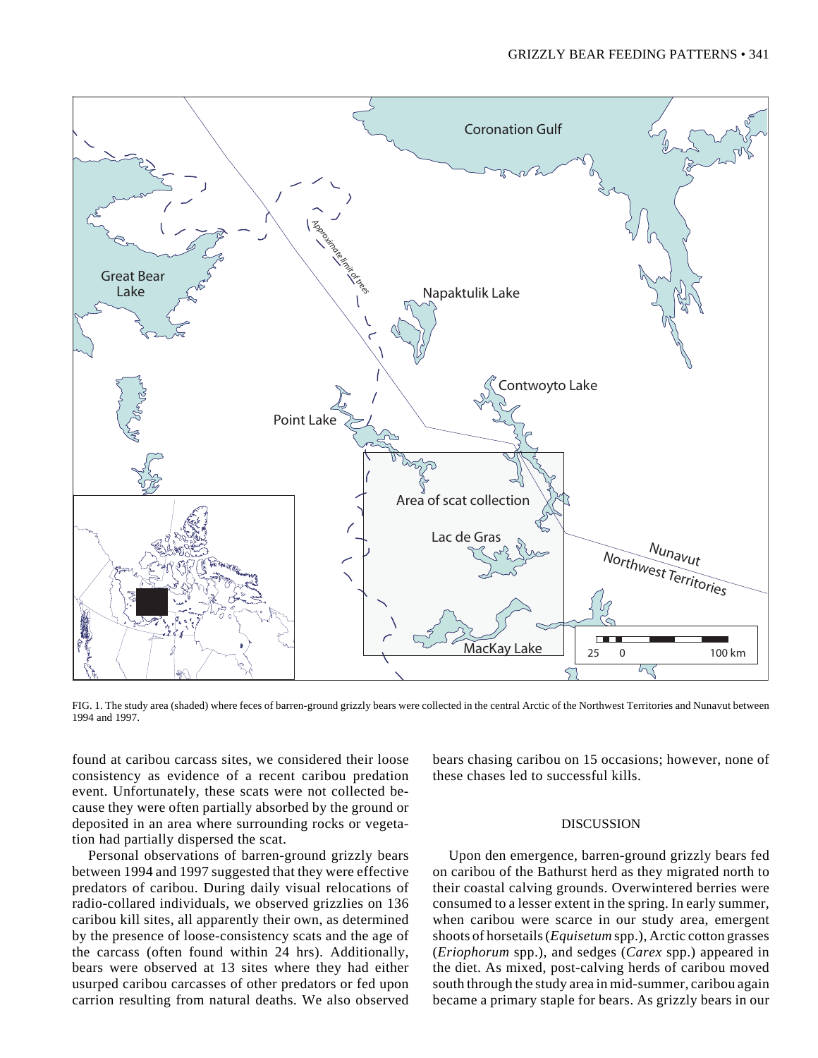FIG. 1. The study area (shaded) where feces of barren-ground grizzly bears were collected in the central Arctic of the Northwest Territories and Nunavut between 1994 and 1997.

found at caribou carcass sites, we considered their loose consistency as evidence of a recent caribou predation event. Unfortunately, these scats were not collected because they were often partially absorbed by the ground or deposited in an area where surrounding rocks or vegetation had partially dispersed the scat.

Personal observations of barren-ground grizzly bears between 1994 and 1997 suggested that they were effective predators of caribou. During daily visual relocations of radio-collared individuals, we observed grizzlies on 136 caribou kill sites, all apparently their own, as determined by the presence of loose-consistency scats and the age of the carcass (often found within 24 hrs). Additionally, bears were observed at 13 sites where they had either usurped caribou carcasses of other predators or fed upon carrion resulting from natural deaths. We also observed bears chasing caribou on 15 occasions; however, none of these chases led to successful kills.

## DISCUSSION

Upon den emergence, barren-ground grizzly bears fed on caribou of the Bathurst herd as they migrated north to their coastal calving grounds. Overwintered berries were consumed to a lesser extent in the spring. In early summer, when caribou were scarce in our study area, emergent shoots of horsetails (*Equisetum* spp.), Arctic cotton grasses (*Eriophorum* spp.), and sedges (*Carex* spp.) appeared in the diet. As mixed, post-calving herds of caribou moved south through the study area in mid-summer, caribou again became a primary staple for bears. As grizzly bears in our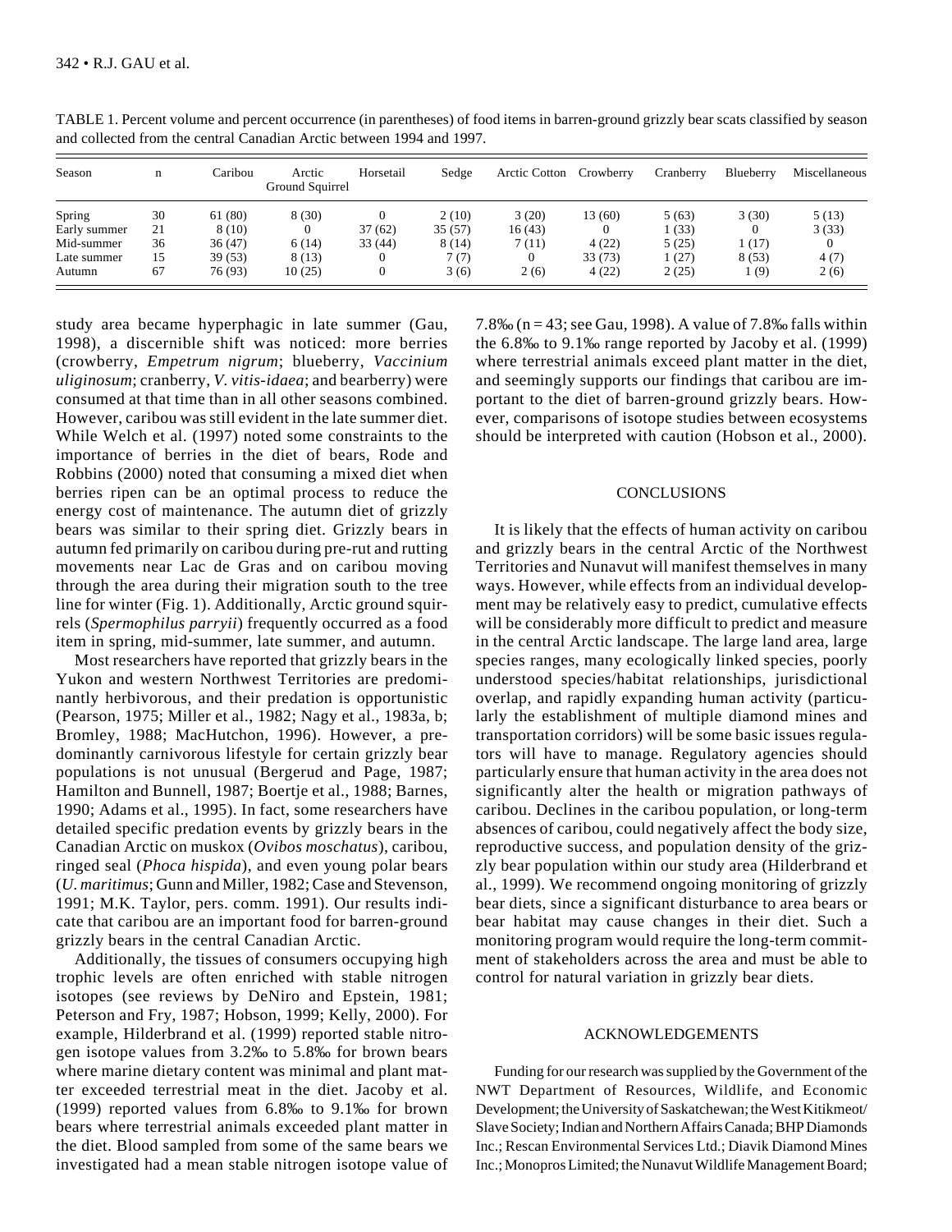TABLE 1. Percent volume and percent occurrence (in parentheses) of food items in barren-ground grizzly bear scats classified by season and collected from the central Canadian Arctic between 1994 and 1997.

| Season | n | Caribou | Arctic Ground Squirrel | Horsetail | Sedge | Arctic Cotton | Crowberry | Cranberry | Blueberry | Miscellaneous |
|---|---|---|---|---|---|---|---|---|---|---|
| Spring | 30 | 61 (80) | 8 (30) | 0 | 2 (10) | 3 (20) | 13 (60) | 5 (63) | 3 (30) | 5 (13) |
| Early summer | 21 | 8 (10) | 0 | 37 (62) | 35 (57) | 16 (43) | 0 | 1 (33) | 0 | 3 (33) |
| Mid-summer | 36 | 36 (47) | 6 (14) | 33 (44) | 8 (14) | 7 (11) | 4 (22) | 5 (25) | 1 (17) | 0 |
| Late summer | 15 | 39 (53) | 8 (13) | 0 | 7 (7) | 0 | 33 (73) | 1 (27) | 8 (53) | 4 (7) |
| Autumn | 67 | 76 (93) | 10 (25) | 0 | 3 (6) | 2 (6) | 4 (22) | 2 (25) | 1 (9) | 2 (6) |

study area became hyperphagic in late summer (Gau, 1998), a discernible shift was noticed: more berries (crowberry, *Empetrum nigrum*; blueberry, *Vaccinium uliginosum*; cranberry, *V. vitis-idaea*; and bearberry) were consumed at that time than in all other seasons combined. However, caribou was still evident in the late summer diet. While Welch et al. (1997) noted some constraints to the importance of berries in the diet of bears, Rode and Robbins (2000) noted that consuming a mixed diet when berries ripen can be an optimal process to reduce the energy cost of maintenance. The autumn diet of grizzly bears was similar to their spring diet. Grizzly bears in autumn fed primarily on caribou during pre-rut and rutting movements near Lac de Gras and on caribou moving through the area during their migration south to the tree line for winter (Fig. 1). Additionally, Arctic ground squirrels (*Spermophilus parryii*) frequently occurred as a food item in spring, mid-summer, late summer, and autumn.

Most researchers have reported that grizzly bears in the Yukon and western Northwest Territories are predominantly herbivorous, and their predation is opportunistic (Pearson, 1975; Miller et al., 1982; Nagy et al., 1983a, b; Bromley, 1988; MacHutchon, 1996). However, a predominantly carnivorous lifestyle for certain grizzly bear populations is not unusual (Bergerud and Page, 1987; Hamilton and Bunnell, 1987; Boertje et al., 1988; Barnes, 1990; Adams et al., 1995). In fact, some researchers have detailed specific predation events by grizzly bears in the Canadian Arctic on muskox (*Ovibos moschatus*), caribou, ringed seal (*Phoca hispida*), and even young polar bears (*U. maritimus*; Gunn and Miller, 1982; Case and Stevenson, 1991; M.K. Taylor, pers. comm. 1991). Our results indicate that caribou are an important food for barren-ground grizzly bears in the central Canadian Arctic.

Additionally, the tissues of consumers occupying high trophic levels are often enriched with stable nitrogen isotopes (see reviews by DeNiro and Epstein, 1981; Peterson and Fry, 1987; Hobson, 1999; Kelly, 2000). For example, Hilderbrand et al. (1999) reported stable nitrogen isotope values from 3.2‰ to 5.8‰ for brown bears where marine dietary content was minimal and plant matter exceeded terrestrial meat in the diet. Jacoby et al. (1999) reported values from 6.8‰ to 9.1‰ for brown bears where terrestrial animals exceeded plant matter in the diet. Blood sampled from some of the same bears we investigated had a mean stable nitrogen isotope value of 7.8‰ ($n = 43$; see Gau, 1998). A value of 7.8‰ falls within the 6.8‰ to 9.1‰ range reported by Jacoby et al. (1999) where terrestrial animals exceed plant matter in the diet, and seemingly supports our findings that caribou are important to the diet of barren-ground grizzly bears. However, comparisons of isotope studies between ecosystems should be interpreted with caution (Hobson et al., 2000).

## CONCLUSIONS

It is likely that the effects of human activity on caribou and grizzly bears in the central Arctic of the Northwest Territories and Nunavut will manifest themselves in many ways. However, while effects from an individual development may be relatively easy to predict, cumulative effects will be considerably more difficult to predict and measure in the central Arctic landscape. The large land area, large species ranges, many ecologically linked species, poorly understood species/habitat relationships, jurisdictional overlap, and rapidly expanding human activity (particularly the establishment of multiple diamond mines and transportation corridors) will be some basic issues regulators will have to manage. Regulatory agencies should particularly ensure that human activity in the area does not significantly alter the health or migration pathways of caribou. Declines in the caribou population, or long-term absences of caribou, could negatively affect the body size, reproductive success, and population density of the grizzly bear population within our study area (Hilderbrand et al., 1999). We recommend ongoing monitoring of grizzly bear diets, since a significant disturbance to area bears or bear habitat may cause changes in their diet. Such a monitoring program would require the long-term commitment of stakeholders across the area and must be able to control for natural variation in grizzly bear diets.

## ACKNOWLEDGEMENTS

Funding for our research was supplied by the Government of the NWT Department of Resources, Wildlife, and Economic Development; the University of Saskatchewan; the West Kitikmeot/Slave Society; Indian and Northern Affairs Canada; BHP Diamonds Inc.; Rescan Environmental Services Ltd.; Diavik Diamond Mines Inc.; Monopros Limited; the Nunavut Wildlife Management Board;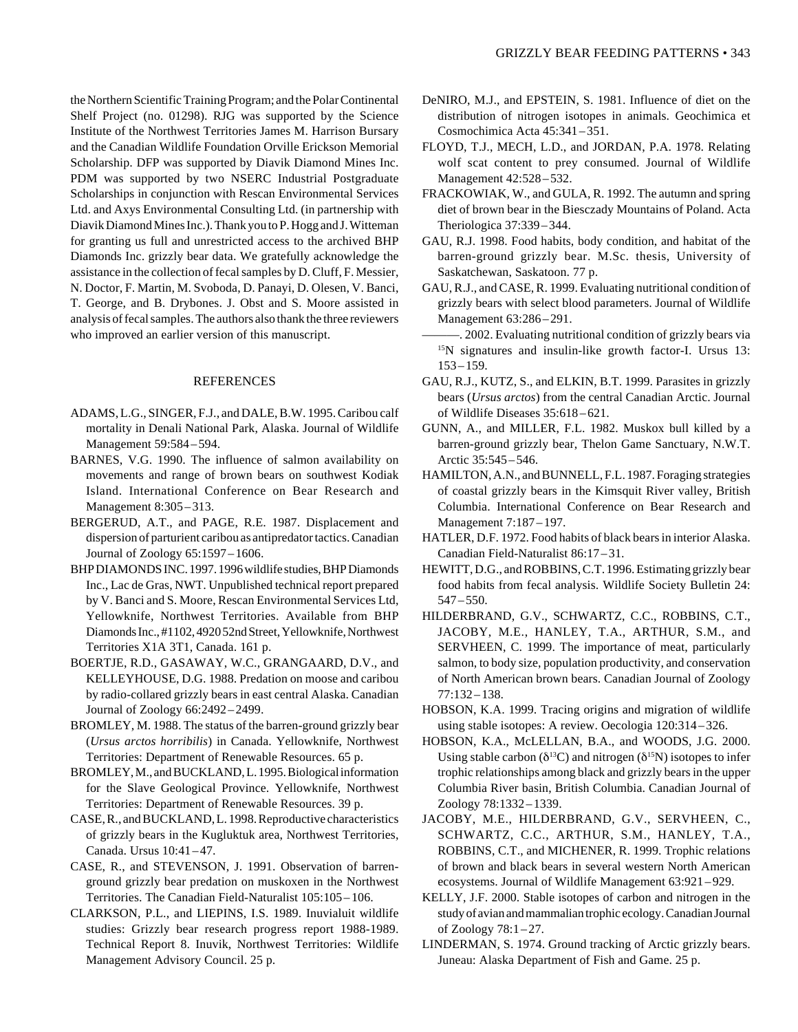the Northern Scientific Training Program; and the Polar Continental Shelf Project (no. 01298). RJG was supported by the Science Institute of the Northwest Territories James M. Harrison Bursary and the Canadian Wildlife Foundation Orville Erickson Memorial Scholarship. DFP was supported by Diavik Diamond Mines Inc. PDM was supported by two NSERC Industrial Postgraduate Scholarships in conjunction with Rescan Environmental Services Ltd. and Axys Environmental Consulting Ltd. (in partnership with Diavik Diamond Mines Inc.). Thank you to P. Hogg and J. Witteman for granting us full and unrestricted access to the archived BHP Diamonds Inc. grizzly bear data. We gratefully acknowledge the assistance in the collection of fecal samples by D. Cluff, F. Messier, N. Doctor, F. Martin, M. Svoboda, D. Panayi, D. Olesen, V. Banci, T. George, and B. Drybones. J. Obst and S. Moore assisted in analysis of fecal samples. The authors also thank the three reviewers who improved an earlier version of this manuscript.

## REFERENCES

ADAMS, L.G., SINGER, F.J., and DALE, B.W. 1995. Caribou calf mortality in Denali National Park, Alaska. Journal of Wildlife Management 59:584–594.

BARNES, V.G. 1990. The influence of salmon availability on movements and range of brown bears on southwest Kodiak Island. International Conference on Bear Research and Management 8:305–313.

BERGERUD, A.T., and PAGE, R.E. 1987. Displacement and dispersion of parturient caribou as antipredator tactics. Canadian Journal of Zoology 65:1597–1606.

BHP DIAMONDS INC. 1997. 1996 wildlife studies, BHP Diamonds Inc., Lac de Gras, NWT. Unpublished technical report prepared by V. Banci and S. Moore, Rescan Environmental Services Ltd, Yellowknife, Northwest Territories. Available from BHP Diamonds Inc., #1102, 4920 52nd Street, Yellowknife, Northwest Territories X1A 3T1, Canada. 161 p.

BOERTJE, R.D., GASAWAY, W.C., GRANGAARD, D.V., and KELLEYHOUSE, D.G. 1988. Predation on moose and caribou by radio-collared grizzly bears in east central Alaska. Canadian Journal of Zoology 66:2492–2499.

BROMLEY, M. 1988. The status of the barren-ground grizzly bear (*Ursus arctos horribilis*) in Canada. Yellowknife, Northwest Territories: Department of Renewable Resources. 65 p.

BROMLEY, M., and BUCKLAND, L. 1995. Biological information for the Slave Geological Province. Yellowknife, Northwest Territories: Department of Renewable Resources. 39 p.

CASE, R., and BUCKLAND, L. 1998. Reproductive characteristics of grizzly bears in the Kugluktuk area, Northwest Territories, Canada. Ursus 10:41–47.

CASE, R., and STEVENSON, J. 1991. Observation of barren-ground grizzly bear predation on muskoxen in the Northwest Territories. The Canadian Field-Naturalist 105:105–106.

CLARKSON, P.L., and LIEPINS, I.S. 1989. Inuvialuit wildlife studies: Grizzly bear research progress report 1988-1989. Technical Report 8. Inuvik, Northwest Territories: Wildlife Management Advisory Council. 25 p.

DeNIRO, M.J., and EPSTEIN, S. 1981. Influence of diet on the distribution of nitrogen isotopes in animals. Geochimica et Cosmochimica Acta 45:341–351.

FLOYD, T.J., MECH, L.D., and JORDAN, P.A. 1978. Relating wolf scat content to prey consumed. Journal of Wildlife Management 42:528–532.

FRACKOWIAK, W., and GULA, R. 1992. The autumn and spring diet of brown bear in the Biesczady Mountains of Poland. Acta Theriologica 37:339–344.

GAU, R.J. 1998. Food habits, body condition, and habitat of the barren-ground grizzly bear. M.Sc. thesis, University of Saskatchewan, Saskatoon. 77 p.

GAU, R.J., and CASE, R. 1999. Evaluating nutritional condition of grizzly bears with select blood parameters. Journal of Wildlife Management 63:286–291.

———. 2002. Evaluating nutritional condition of grizzly bears via $^{15}$N signatures and insulin-like growth factor-I. Ursus 13: 153–159.

GAU, R.J., KUTZ, S., and ELKIN, B.T. 1999. Parasites in grizzly bears (*Ursus arctos*) from the central Canadian Arctic. Journal of Wildlife Diseases 35:618–621.

GUNN, A., and MILLER, F.L. 1982. Muskox bull killed by a barren-ground grizzly bear, Thelon Game Sanctuary, N.W.T. Arctic 35:545–546.

HAMILTON, A.N., and BUNNELL, F.L. 1987. Foraging strategies of coastal grizzly bears in the Kimsquit River valley, British Columbia. International Conference on Bear Research and Management 7:187–197.

HATLER, D.F. 1972. Food habits of black bears in interior Alaska. Canadian Field-Naturalist 86:17–31.

HEWITT, D.G., and ROBBINS, C.T. 1996. Estimating grizzly bear food habits from fecal analysis. Wildlife Society Bulletin 24: 547–550.

HILDERBRAND, G.V., SCHWARTZ, C.C., ROBBINS, C.T., JACOBY, M.E., HANLEY, T.A., ARTHUR, S.M., and SERVHEEN, C. 1999. The importance of meat, particularly salmon, to body size, population productivity, and conservation of North American brown bears. Canadian Journal of Zoology 77:132–138.

HOBSON, K.A. 1999. Tracing origins and migration of wildlife using stable isotopes: A review. Oecologia 120:314–326.

HOBSON, K.A., McLELLAN, B.A., and WOODS, J.G. 2000. Using stable carbon ($\delta^{13}$C) and nitrogen ($\delta^{15}$N) isotopes to infer trophic relationships among black and grizzly bears in the upper Columbia River basin, British Columbia. Canadian Journal of Zoology 78:1332–1339.

JACOBY, M.E., HILDERBRAND, G.V., SERVHEEN, C., SCHWARTZ, C.C., ARTHUR, S.M., HANLEY, T.A., ROBBINS, C.T., and MICHENER, R. 1999. Trophic relations of brown and black bears in several western North American ecosystems. Journal of Wildlife Management 63:921–929.

KELLY, J.F. 2000. Stable isotopes of carbon and nitrogen in the study of avian and mammalian trophic ecology. Canadian Journal of Zoology 78:1–27.

LINDERMAN, S. 1974. Ground tracking of Arctic grizzly bears. Juneau: Alaska Department of Fish and Game. 25 p.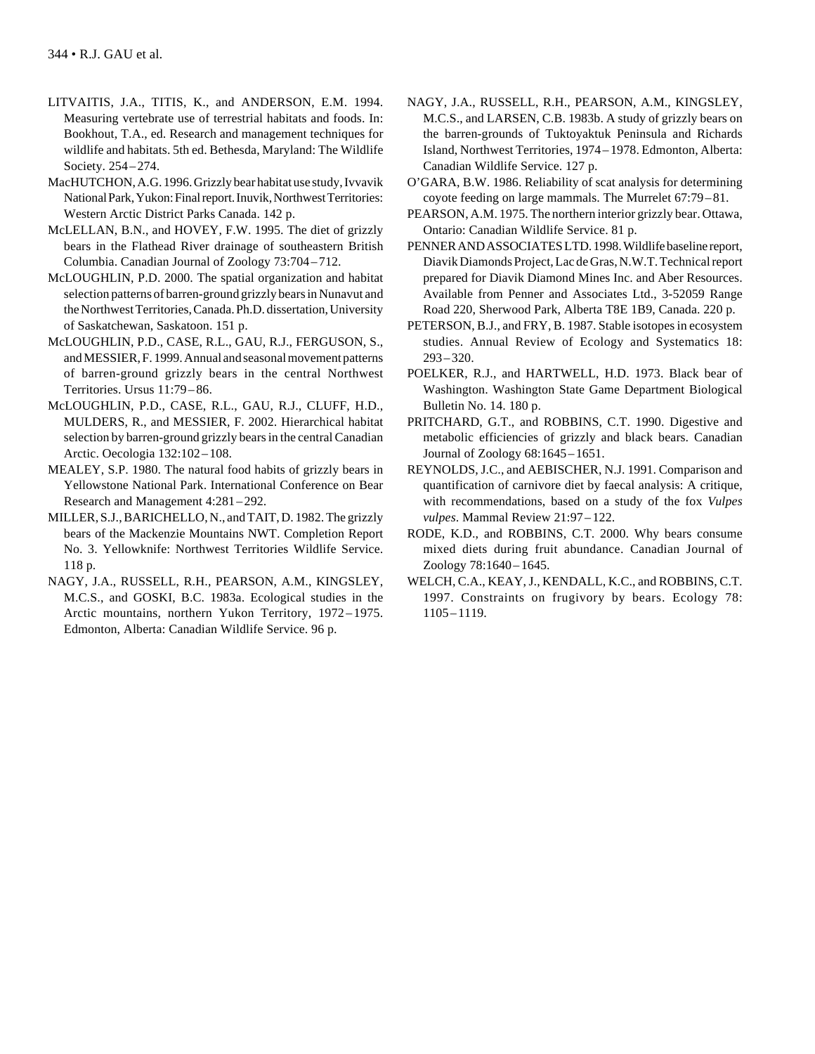LITVAITIS, J.A., TITIS, K., and ANDERSON, E.M. 1994. Measuring vertebrate use of terrestrial habitats and foods. In: Bookhout, T.A., ed. Research and management techniques for wildlife and habitats. 5th ed. Bethesda, Maryland: The Wildlife Society. 254–274.

MacHUTCHON, A.G. 1996. Grizzly bear habitat use study, Ivvavik National Park, Yukon: Final report. Inuvik, Northwest Territories: Western Arctic District Parks Canada. 142 p.

McLELLAN, B.N., and HOVEY, F.W. 1995. The diet of grizzly bears in the Flathead River drainage of southeastern British Columbia. Canadian Journal of Zoology 73:704–712.

McLOUGHLIN, P.D. 2000. The spatial organization and habitat selection patterns of barren-ground grizzly bears in Nunavut and the Northwest Territories, Canada. Ph.D. dissertation, University of Saskatchewan, Saskatoon. 151 p.

McLOUGHLIN, P.D., CASE, R.L., GAU, R.J., FERGUSON, S., and MESSIER, F. 1999. Annual and seasonal movement patterns of barren-ground grizzly bears in the central Northwest Territories. Ursus 11:79–86.

McLOUGHLIN, P.D., CASE, R.L., GAU, R.J., CLUFF, H.D., MULDERS, R., and MESSIER, F. 2002. Hierarchical habitat selection by barren-ground grizzly bears in the central Canadian Arctic. Oecologia 132:102–108.

MEALEY, S.P. 1980. The natural food habits of grizzly bears in Yellowstone National Park. International Conference on Bear Research and Management 4:281–292.

MILLER, S.J., BARICHELLO, N., and TAIT, D. 1982. The grizzly bears of the Mackenzie Mountains NWT. Completion Report No. 3. Yellowknife: Northwest Territories Wildlife Service. 118 p.

NAGY, J.A., RUSSELL, R.H., PEARSON, A.M., KINGSLEY, M.C.S., and GOSKI, B.C. 1983a. Ecological studies in the Arctic mountains, northern Yukon Territory, 1972–1975. Edmonton, Alberta: Canadian Wildlife Service. 96 p.

NAGY, J.A., RUSSELL, R.H., PEARSON, A.M., KINGSLEY, M.C.S., and LARSEN, C.B. 1983b. A study of grizzly bears on the barren-grounds of Tuktoyaktuk Peninsula and Richards Island, Northwest Territories, 1974–1978. Edmonton, Alberta: Canadian Wildlife Service. 127 p.

O'GARA, B.W. 1986. Reliability of scat analysis for determining coyote feeding on large mammals. The Murrelet 67:79–81.

PEARSON, A.M. 1975. The northern interior grizzly bear. Ottawa, Ontario: Canadian Wildlife Service. 81 p.

PENNER AND ASSOCIATES LTD. 1998. Wildlife baseline report, Diavik Diamonds Project, Lac de Gras, N.W.T. Technical report prepared for Diavik Diamond Mines Inc. and Aber Resources. Available from Penner and Associates Ltd., 3-52059 Range Road 220, Sherwood Park, Alberta T8E 1B9, Canada. 220 p.

PETERSON, B.J., and FRY, B. 1987. Stable isotopes in ecosystem studies. Annual Review of Ecology and Systematics 18: 293–320.

POELKER, R.J., and HARTWELL, H.D. 1973. Black bear of Washington. Washington State Game Department Biological Bulletin No. 14. 180 p.

PRITCHARD, G.T., and ROBBINS, C.T. 1990. Digestive and metabolic efficiencies of grizzly and black bears. Canadian Journal of Zoology 68:1645–1651.

REYNOLDS, J.C., and AEBISCHER, N.J. 1991. Comparison and quantification of carnivore diet by faecal analysis: A critique, with recommendations, based on a study of the fox *Vulpes vulpes*. Mammal Review 21:97–122.

RODE, K.D., and ROBBINS, C.T. 2000. Why bears consume mixed diets during fruit abundance. Canadian Journal of Zoology 78:1640–1645.

WELCH, C.A., KEAY, J., KENDALL, K.C., and ROBBINS, C.T. 1997. Constraints on frugivory by bears. Ecology 78: 1105–1119.